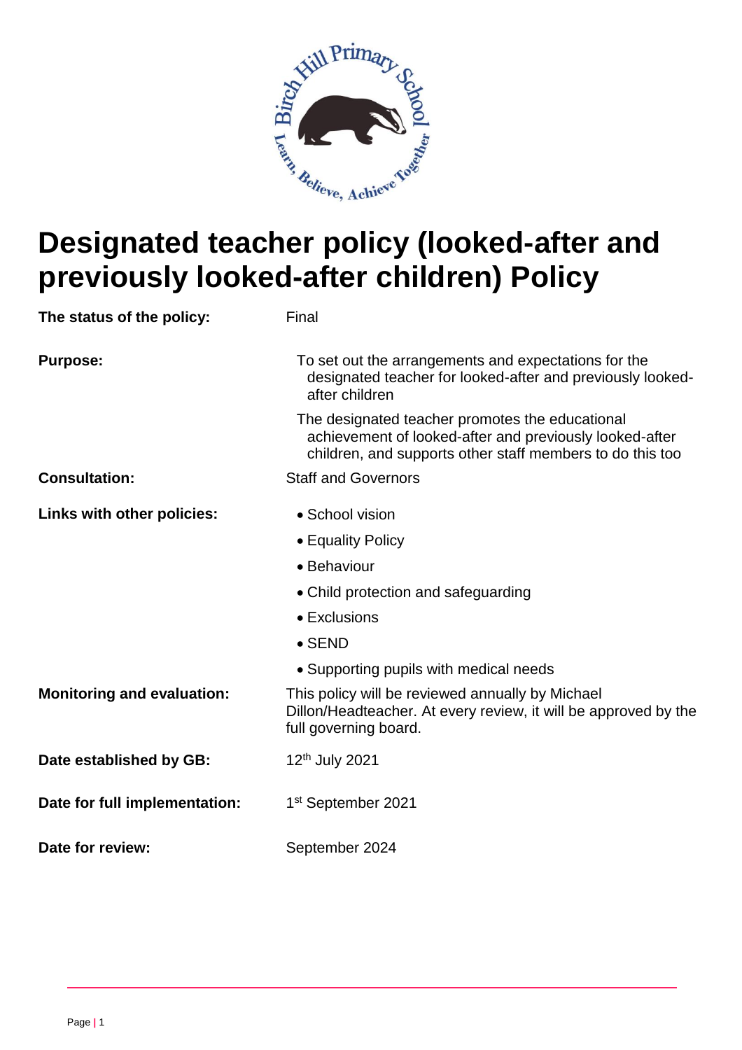# Designated teacher policy (looked-after and previously looked-after children) Policy

| | |
|---|---|
| **The status of the policy:** | Final |
| **Purpose:** | To set out the arrangements and expectations for the designated teacher for looked-after and previously looked-after children<br><br>The designated teacher promotes the educational achievement of looked-after and previously looked-after children, and supports other staff members to do this too |
| **Consultation:** | Staff and Governors |
| **Links with other policies:** | • School vision<br>• Equality Policy<br>• Behaviour<br>• Child protection and safeguarding<br>• Exclusions<br>• SEND<br>• Supporting pupils with medical needs |
| **Monitoring and evaluation:** | This policy will be reviewed annually by Michael Dillon/Headteacher. At every review, it will be approved by the full governing board. |
| **Date established by GB:** | 12th July 2021 |
| **Date for full implementation:** | 1st September 2021 |
| **Date for review:** | September 2024 |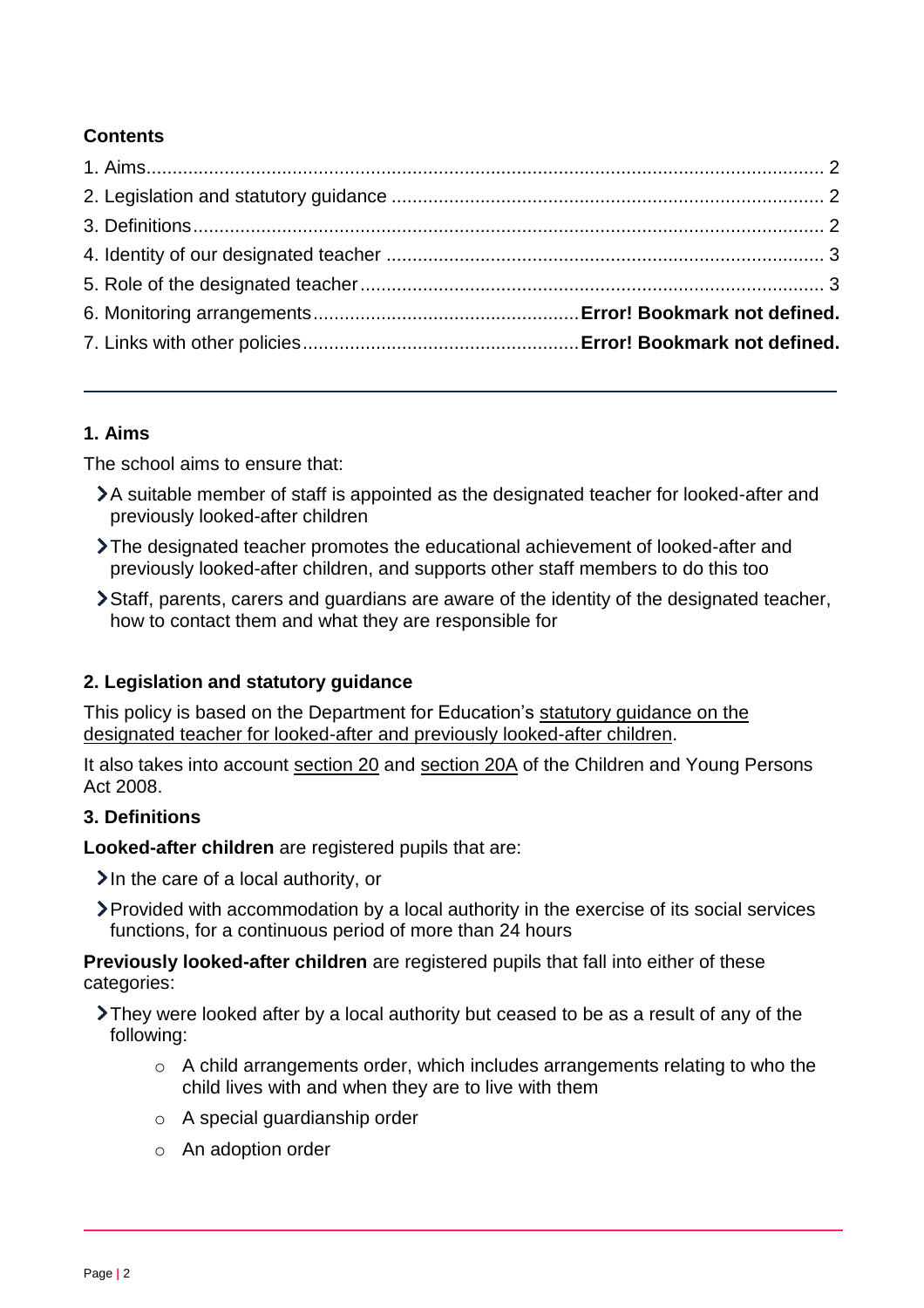**Contents**

1. Aims ........................................................................................................................ 2
2. Legislation and statutory guidance ........................................................................ 2
3. Definitions .............................................................................................................. 2
4. Identity of our designated teacher ......................................................................... 3
5. Role of the designated teacher .............................................................................. 3
6. Monitoring arrangements ........................................ **Error! Bookmark not defined.**
7. Links with other policies .......................................... **Error! Bookmark not defined.**

---

## 1. Aims

The school aims to ensure that:

- A suitable member of staff is appointed as the designated teacher for looked-after and previously looked-after children
- The designated teacher promotes the educational achievement of looked-after and previously looked-after children, and supports other staff members to do this too
- Staff, parents, carers and guardians are aware of the identity of the designated teacher, how to contact them and what they are responsible for

## 2. Legislation and statutory guidance

This policy is based on the Department for Education's statutory guidance on the designated teacher for looked-after and previously looked-after children.

It also takes into account section 20 and section 20A of the Children and Young Persons Act 2008.

## 3. Definitions

**Looked-after children** are registered pupils that are:

- In the care of a local authority, or
- Provided with accommodation by a local authority in the exercise of its social services functions, for a continuous period of more than 24 hours

**Previously looked-after children** are registered pupils that fall into either of these categories:

- They were looked after by a local authority but ceased to be as a result of any of the following:
  - A child arrangements order, which includes arrangements relating to who the child lives with and when they are to live with them
  - A special guardianship order
  - An adoption order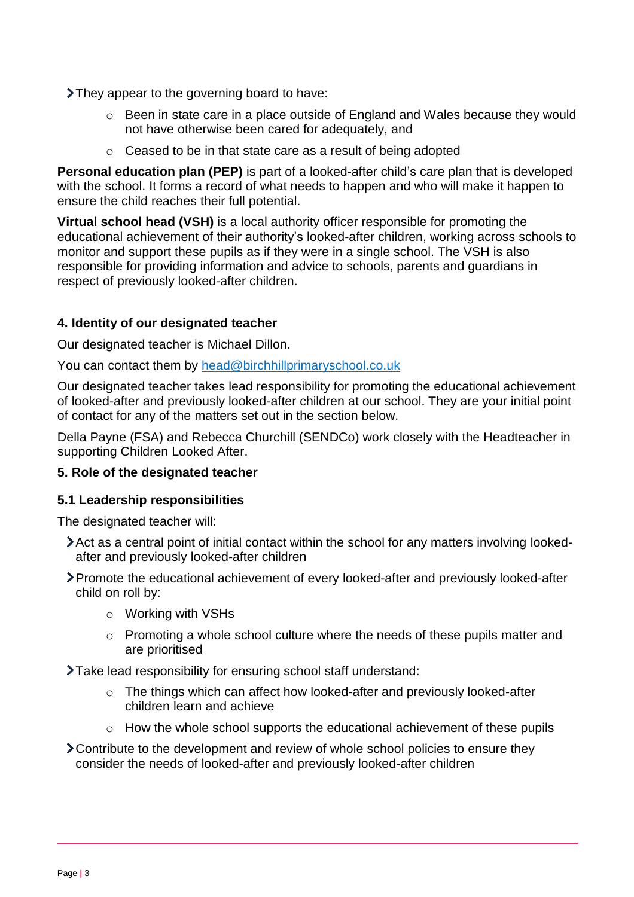- They appear to the governing board to have:
  - Been in state care in a place outside of England and Wales because they would not have otherwise been cared for adequately, and
  - Ceased to be in that state care as a result of being adopted

**Personal education plan (PEP)** is part of a looked-after child's care plan that is developed with the school. It forms a record of what needs to happen and who will make it happen to ensure the child reaches their full potential.

**Virtual school head (VSH)** is a local authority officer responsible for promoting the educational achievement of their authority's looked-after children, working across schools to monitor and support these pupils as if they were in a single school. The VSH is also responsible for providing information and advice to schools, parents and guardians in respect of previously looked-after children.

### 4. Identity of our designated teacher

Our designated teacher is Michael Dillon.

You can contact them by [head@birchhillprimaryschool.co.uk](mailto:head@birchhillprimaryschool.co.uk)

Our designated teacher takes lead responsibility for promoting the educational achievement of looked-after and previously looked-after children at our school. They are your initial point of contact for any of the matters set out in the section below.

Della Payne (FSA) and Rebecca Churchill (SENDCo) work closely with the Headteacher in supporting Children Looked After.

### 5. Role of the designated teacher

#### 5.1 Leadership responsibilities

The designated teacher will:

- Act as a central point of initial contact within the school for any matters involving looked-after and previously looked-after children
- Promote the educational achievement of every looked-after and previously looked-after child on roll by:
  - Working with VSHs
  - Promoting a whole school culture where the needs of these pupils matter and are prioritised
- Take lead responsibility for ensuring school staff understand:
  - The things which can affect how looked-after and previously looked-after children learn and achieve
  - How the whole school supports the educational achievement of these pupils
- Contribute to the development and review of whole school policies to ensure they consider the needs of looked-after and previously looked-after children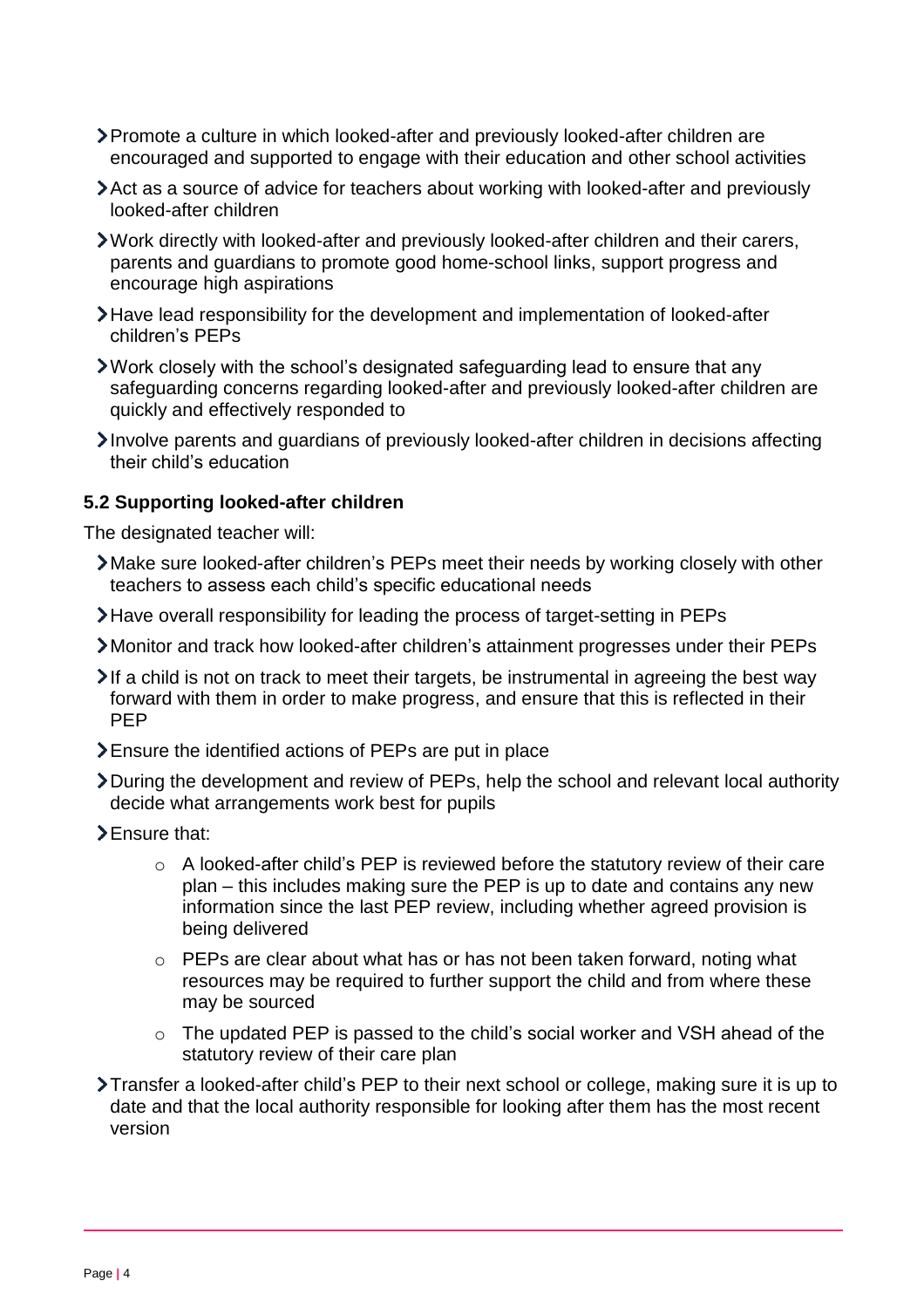- Promote a culture in which looked-after and previously looked-after children are encouraged and supported to engage with their education and other school activities
- Act as a source of advice for teachers about working with looked-after and previously looked-after children
- Work directly with looked-after and previously looked-after children and their carers, parents and guardians to promote good home-school links, support progress and encourage high aspirations
- Have lead responsibility for the development and implementation of looked-after children's PEPs
- Work closely with the school's designated safeguarding lead to ensure that any safeguarding concerns regarding looked-after and previously looked-after children are quickly and effectively responded to
- Involve parents and guardians of previously looked-after children in decisions affecting their child's education

### 5.2 Supporting looked-after children

The designated teacher will:

- Make sure looked-after children's PEPs meet their needs by working closely with other teachers to assess each child's specific educational needs
- Have overall responsibility for leading the process of target-setting in PEPs
- Monitor and track how looked-after children's attainment progresses under their PEPs
- If a child is not on track to meet their targets, be instrumental in agreeing the best way forward with them in order to make progress, and ensure that this is reflected in their PEP
- Ensure the identified actions of PEPs are put in place
- During the development and review of PEPs, help the school and relevant local authority decide what arrangements work best for pupils
- Ensure that:
    - A looked-after child's PEP is reviewed before the statutory review of their care plan – this includes making sure the PEP is up to date and contains any new information since the last PEP review, including whether agreed provision is being delivered
    - PEPs are clear about what has or has not been taken forward, noting what resources may be required to further support the child and from where these may be sourced
    - The updated PEP is passed to the child's social worker and VSH ahead of the statutory review of their care plan
- Transfer a looked-after child's PEP to their next school or college, making sure it is up to date and that the local authority responsible for looking after them has the most recent version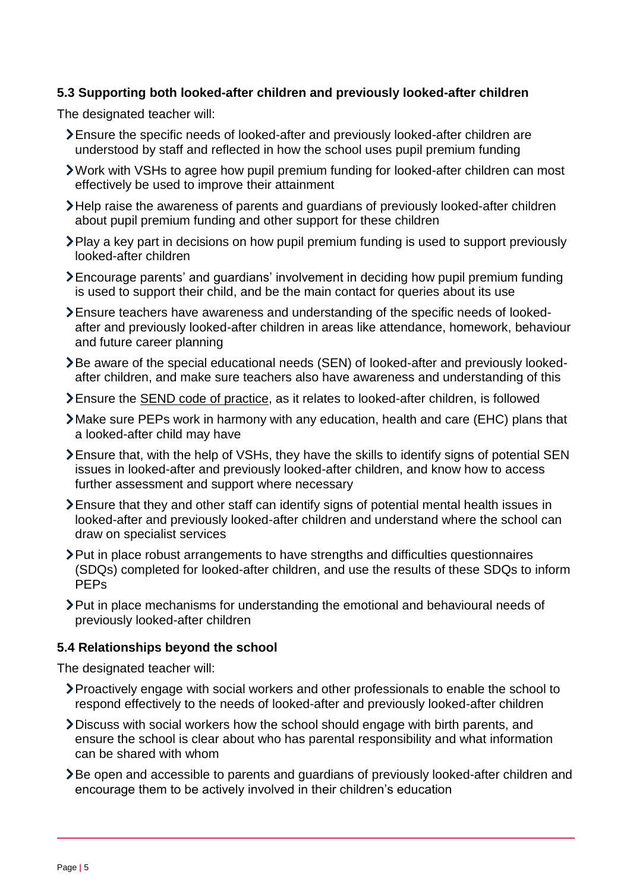### 5.3 Supporting both looked-after children and previously looked-after children

The designated teacher will:

- Ensure the specific needs of looked-after and previously looked-after children are understood by staff and reflected in how the school uses pupil premium funding
- Work with VSHs to agree how pupil premium funding for looked-after children can most effectively be used to improve their attainment
- Help raise the awareness of parents and guardians of previously looked-after children about pupil premium funding and other support for these children
- Play a key part in decisions on how pupil premium funding is used to support previously looked-after children
- Encourage parents' and guardians' involvement in deciding how pupil premium funding is used to support their child, and be the main contact for queries about its use
- Ensure teachers have awareness and understanding of the specific needs of looked-after and previously looked-after children in areas like attendance, homework, behaviour and future career planning
- Be aware of the special educational needs (SEN) of looked-after and previously looked-after children, and make sure teachers also have awareness and understanding of this
- Ensure the SEND code of practice, as it relates to looked-after children, is followed
- Make sure PEPs work in harmony with any education, health and care (EHC) plans that a looked-after child may have
- Ensure that, with the help of VSHs, they have the skills to identify signs of potential SEN issues in looked-after and previously looked-after children, and know how to access further assessment and support where necessary
- Ensure that they and other staff can identify signs of potential mental health issues in looked-after and previously looked-after children and understand where the school can draw on specialist services
- Put in place robust arrangements to have strengths and difficulties questionnaires (SDQs) completed for looked-after children, and use the results of these SDQs to inform PEPs
- Put in place mechanisms for understanding the emotional and behavioural needs of previously looked-after children

### 5.4 Relationships beyond the school

The designated teacher will:

- Proactively engage with social workers and other professionals to enable the school to respond effectively to the needs of looked-after and previously looked-after children
- Discuss with social workers how the school should engage with birth parents, and ensure the school is clear about who has parental responsibility and what information can be shared with whom
- Be open and accessible to parents and guardians of previously looked-after children and encourage them to be actively involved in their children's education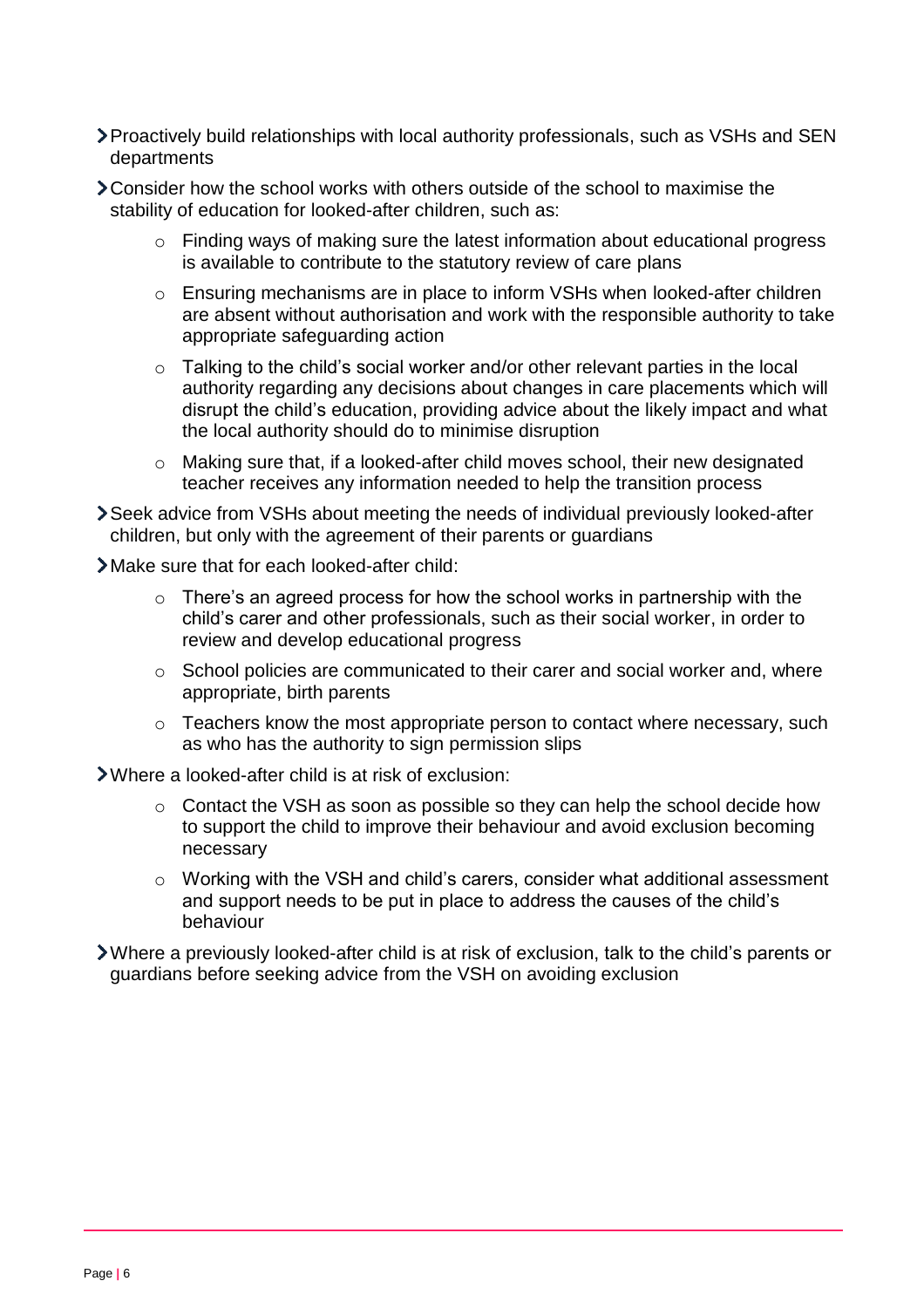- Proactively build relationships with local authority professionals, such as VSHs and SEN departments
- Consider how the school works with others outside of the school to maximise the stability of education for looked-after children, such as:
    - Finding ways of making sure the latest information about educational progress is available to contribute to the statutory review of care plans
    - Ensuring mechanisms are in place to inform VSHs when looked-after children are absent without authorisation and work with the responsible authority to take appropriate safeguarding action
    - Talking to the child's social worker and/or other relevant parties in the local authority regarding any decisions about changes in care placements which will disrupt the child's education, providing advice about the likely impact and what the local authority should do to minimise disruption
    - Making sure that, if a looked-after child moves school, their new designated teacher receives any information needed to help the transition process
- Seek advice from VSHs about meeting the needs of individual previously looked-after children, but only with the agreement of their parents or guardians
- Make sure that for each looked-after child:
    - There's an agreed process for how the school works in partnership with the child's carer and other professionals, such as their social worker, in order to review and develop educational progress
    - School policies are communicated to their carer and social worker and, where appropriate, birth parents
    - Teachers know the most appropriate person to contact where necessary, such as who has the authority to sign permission slips
- Where a looked-after child is at risk of exclusion:
    - Contact the VSH as soon as possible so they can help the school decide how to support the child to improve their behaviour and avoid exclusion becoming necessary
    - Working with the VSH and child's carers, consider what additional assessment and support needs to be put in place to address the causes of the child's behaviour
- Where a previously looked-after child is at risk of exclusion, talk to the child's parents or guardians before seeking advice from the VSH on avoiding exclusion